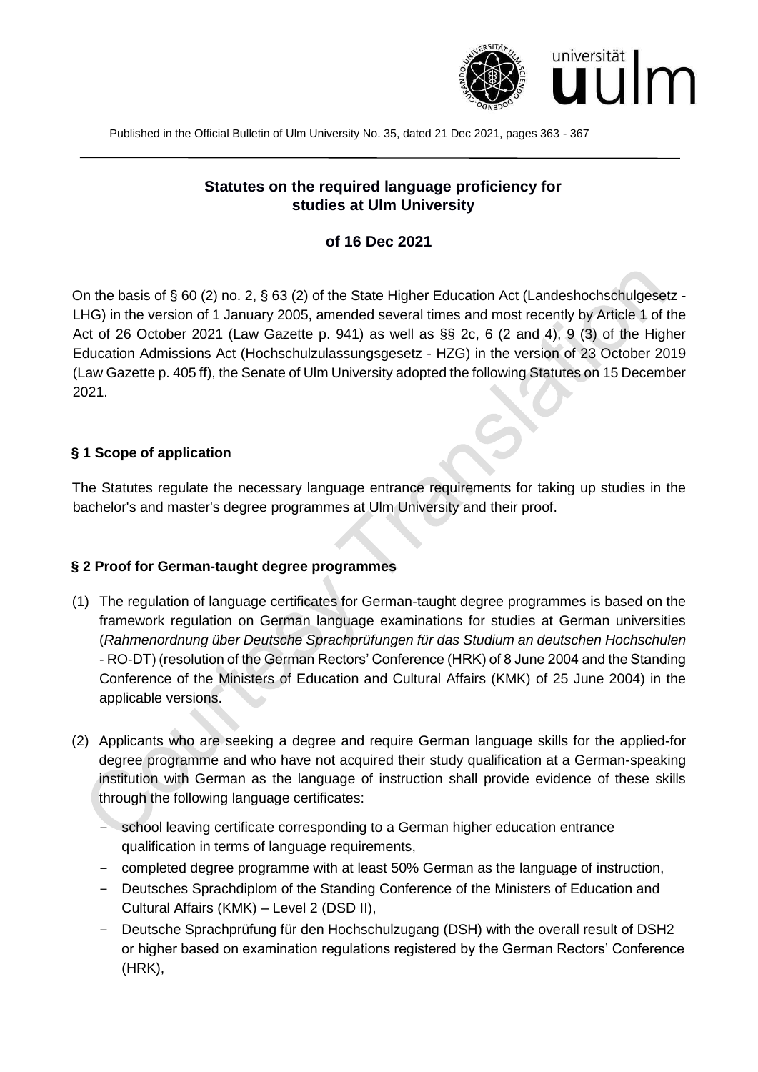Published in the Official Bulletin of Ulm University No. 35, dated 21 Dec 2021, pages 363 - 367

# Statutes on the required language proficiency for studies at Ulm University

## of 16 Dec 2021

On the basis of § 60 (2) no. 2, § 63 (2) of the State Higher Education Act (Landeshochschulgesetz - LHG) in the version of 1 January 2005, amended several times and most recently by Article 1 of the Act of 26 October 2021 (Law Gazette p. 941) as well as §§ 2c, 6 (2 and 4), 9 (3) of the Higher Education Admissions Act (Hochschulzulassungsgesetz - HZG) in the version of 23 October 2019 (Law Gazette p. 405 ff), the Senate of Ulm University adopted the following Statutes on 15 December 2021.

### § 1 Scope of application

The Statutes regulate the necessary language entrance requirements for taking up studies in the bachelor's and master's degree programmes at Ulm University and their proof.

### § 2 Proof for German-taught degree programmes

(1) The regulation of language certificates for German-taught degree programmes is based on the framework regulation on German language examinations for studies at German universities (*Rahmenordnung über Deutsche Sprachprüfungen für das Studium an deutschen Hochschulen* - RO-DT) (resolution of the German Rectors' Conference (HRK) of 8 June 2004 and the Standing Conference of the Ministers of Education and Cultural Affairs (KMK) of 25 June 2004) in the applicable versions.

(2) Applicants who are seeking a degree and require German language skills for the applied-for degree programme and who have not acquired their study qualification at a German-speaking institution with German as the language of instruction shall provide evidence of these skills through the following language certificates:

- school leaving certificate corresponding to a German higher education entrance qualification in terms of language requirements,
- completed degree programme with at least 50% German as the language of instruction,
- Deutsches Sprachdiplom of the Standing Conference of the Ministers of Education and Cultural Affairs (KMK) – Level 2 (DSD II),
- Deutsche Sprachprüfung für den Hochschulzugang (DSH) with the overall result of DSH2 or higher based on examination regulations registered by the German Rectors' Conference (HRK),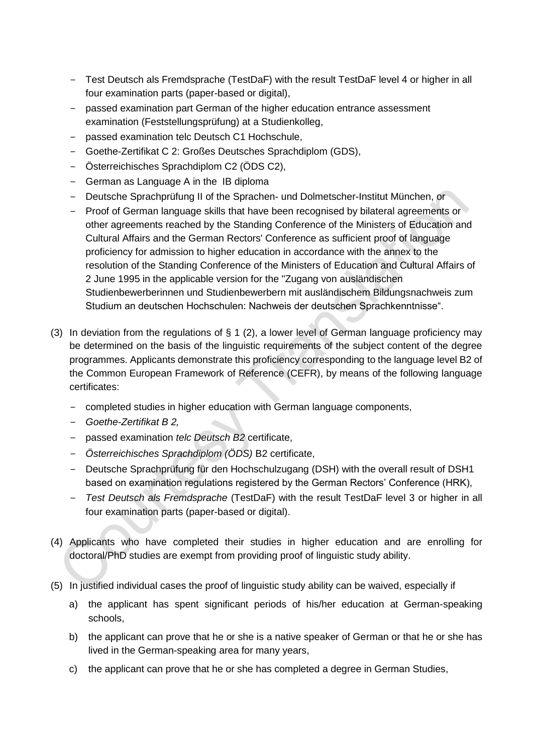- Test Deutsch als Fremdsprache (TestDaF) with the result TestDaF level 4 or higher in all four examination parts (paper-based or digital),
- passed examination part German of the higher education entrance assessment examination (Feststellungsprüfung) at a Studienkolleg,
- passed examination telc Deutsch C1 Hochschule,
- Goethe-Zertifikat C 2: Großes Deutsches Sprachdiplom (GDS),
- Österreichisches Sprachdiplom C2 (ÖDS C2),
- German as Language A in the IB diploma
- Deutsche Sprachprüfung II of the Sprachen- und Dolmetscher-Institut München, or
- Proof of German language skills that have been recognised by bilateral agreements or other agreements reached by the Standing Conference of the Ministers of Education and Cultural Affairs and the German Rectors' Conference as sufficient proof of language proficiency for admission to higher education in accordance with the annex to the resolution of the Standing Conference of the Ministers of Education and Cultural Affairs of 2 June 1995 in the applicable version for the "Zugang von ausländischen Studienbewerberinnen und Studienbewerbern mit ausländischem Bildungsnachweis zum Studium an deutschen Hochschulen: Nachweis der deutschen Sprachkenntnisse".

(3) In deviation from the regulations of § 1 (2), a lower level of German language proficiency may be determined on the basis of the linguistic requirements of the subject content of the degree programmes. Applicants demonstrate this proficiency corresponding to the language level B2 of the Common European Framework of Reference (CEFR), by means of the following language certificates:

- completed studies in higher education with German language components,
- *Goethe-Zertifikat B 2,*
- passed examination *telc Deutsch B2* certificate,
- *Österreichisches Sprachdiplom (ÖDS)* B2 certificate,
- Deutsche Sprachprüfung für den Hochschulzugang (DSH) with the overall result of DSH1 based on examination regulations registered by the German Rectors' Conference (HRK),
- *Test Deutsch als Fremdsprache* (TestDaF) with the result TestDaF level 3 or higher in all four examination parts (paper-based or digital).

(4) Applicants who have completed their studies in higher education and are enrolling for doctoral/PhD studies are exempt from providing proof of linguistic study ability.

(5) In justified individual cases the proof of linguistic study ability can be waived, especially if

a) the applicant has spent significant periods of his/her education at German-speaking schools,

b) the applicant can prove that he or she is a native speaker of German or that he or she has lived in the German-speaking area for many years,

c) the applicant can prove that he or she has completed a degree in German Studies,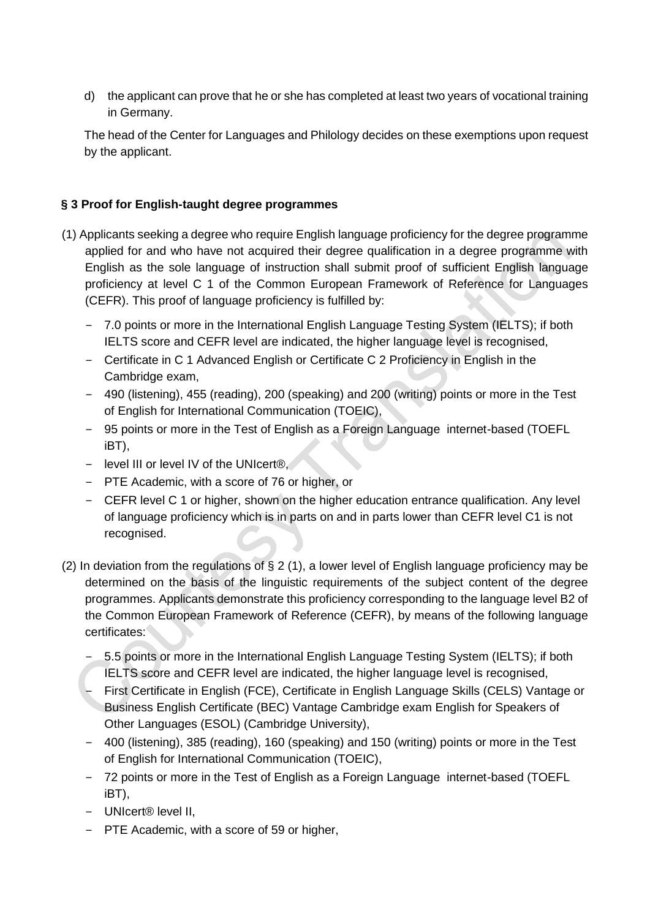d) the applicant can prove that he or she has completed at least two years of vocational training in Germany.

The head of the Center for Languages and Philology decides on these exemptions upon request by the applicant.

### § 3 Proof for English-taught degree programmes

(1) Applicants seeking a degree who require English language proficiency for the degree programme applied for and who have not acquired their degree qualification in a degree programme with English as the sole language of instruction shall submit proof of sufficient English language proficiency at level C 1 of the Common European Framework of Reference for Languages (CEFR). This proof of language proficiency is fulfilled by:

- 7.0 points or more in the International English Language Testing System (IELTS); if both IELTS score and CEFR level are indicated, the higher language level is recognised,
- Certificate in C 1 Advanced English or Certificate C 2 Proficiency in English in the Cambridge exam,
- 490 (listening), 455 (reading), 200 (speaking) and 200 (writing) points or more in the Test of English for International Communication (TOEIC),
- 95 points or more in the Test of English as a Foreign Language internet-based (TOEFL iBT),
- level III or level IV of the UNIcert®,
- PTE Academic, with a score of 76 or higher, or
- CEFR level C 1 or higher, shown on the higher education entrance qualification. Any level of language proficiency which is in parts on and in parts lower than CEFR level C1 is not recognised.

(2) In deviation from the regulations of § 2 (1), a lower level of English language proficiency may be determined on the basis of the linguistic requirements of the subject content of the degree programmes. Applicants demonstrate this proficiency corresponding to the language level B2 of the Common European Framework of Reference (CEFR), by means of the following language certificates:

- 5.5 points or more in the International English Language Testing System (IELTS); if both IELTS score and CEFR level are indicated, the higher language level is recognised,
- First Certificate in English (FCE), Certificate in English Language Skills (CELS) Vantage or Business English Certificate (BEC) Vantage Cambridge exam English for Speakers of Other Languages (ESOL) (Cambridge University),
- 400 (listening), 385 (reading), 160 (speaking) and 150 (writing) points or more in the Test of English for International Communication (TOEIC),
- 72 points or more in the Test of English as a Foreign Language internet-based (TOEFL iBT),
- UNIcert® level II,
- PTE Academic, with a score of 59 or higher,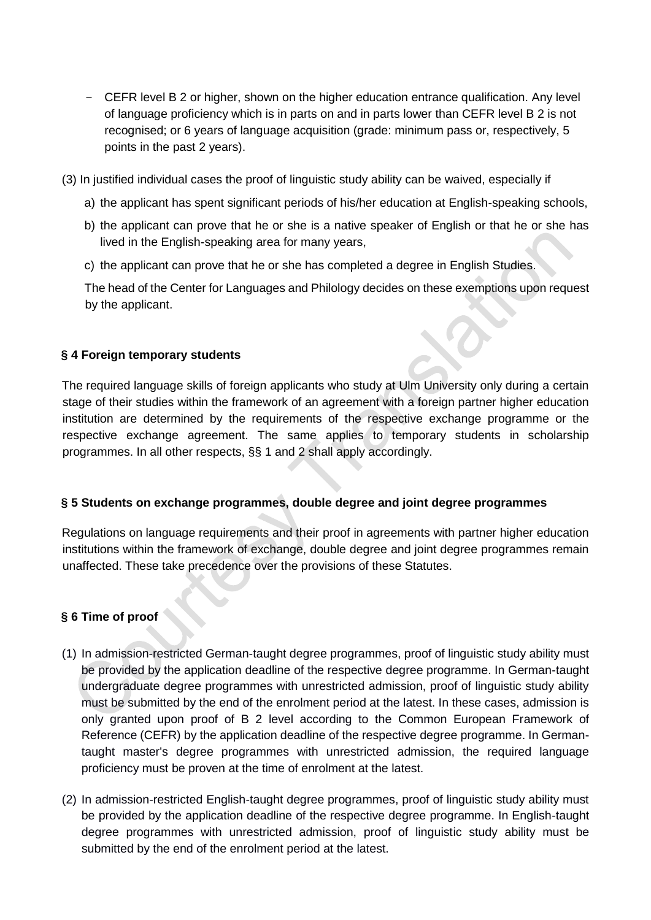- CEFR level B 2 or higher, shown on the higher education entrance qualification. Any level of language proficiency which is in parts on and in parts lower than CEFR level B 2 is not recognised; or 6 years of language acquisition (grade: minimum pass or, respectively, 5 points in the past 2 years).

(3) In justified individual cases the proof of linguistic study ability can be waived, especially if

a) the applicant has spent significant periods of his/her education at English-speaking schools,

b) the applicant can prove that he or she is a native speaker of English or that he or she has lived in the English-speaking area for many years,

c) the applicant can prove that he or she has completed a degree in English Studies.

The head of the Center for Languages and Philology decides on these exemptions upon request by the applicant.

### § 4 Foreign temporary students

The required language skills of foreign applicants who study at Ulm University only during a certain stage of their studies within the framework of an agreement with a foreign partner higher education institution are determined by the requirements of the respective exchange programme or the respective exchange agreement. The same applies to temporary students in scholarship programmes. In all other respects, §§ 1 and 2 shall apply accordingly.

### § 5 Students on exchange programmes, double degree and joint degree programmes

Regulations on language requirements and their proof in agreements with partner higher education institutions within the framework of exchange, double degree and joint degree programmes remain unaffected. These take precedence over the provisions of these Statutes.

### § 6 Time of proof

(1) In admission-restricted German-taught degree programmes, proof of linguistic study ability must be provided by the application deadline of the respective degree programme. In German-taught undergraduate degree programmes with unrestricted admission, proof of linguistic study ability must be submitted by the end of the enrolment period at the latest. In these cases, admission is only granted upon proof of B 2 level according to the Common European Framework of Reference (CEFR) by the application deadline of the respective degree programme. In German-taught master's degree programmes with unrestricted admission, the required language proficiency must be proven at the time of enrolment at the latest.

(2) In admission-restricted English-taught degree programmes, proof of linguistic study ability must be provided by the application deadline of the respective degree programme. In English-taught degree programmes with unrestricted admission, proof of linguistic study ability must be submitted by the end of the enrolment period at the latest.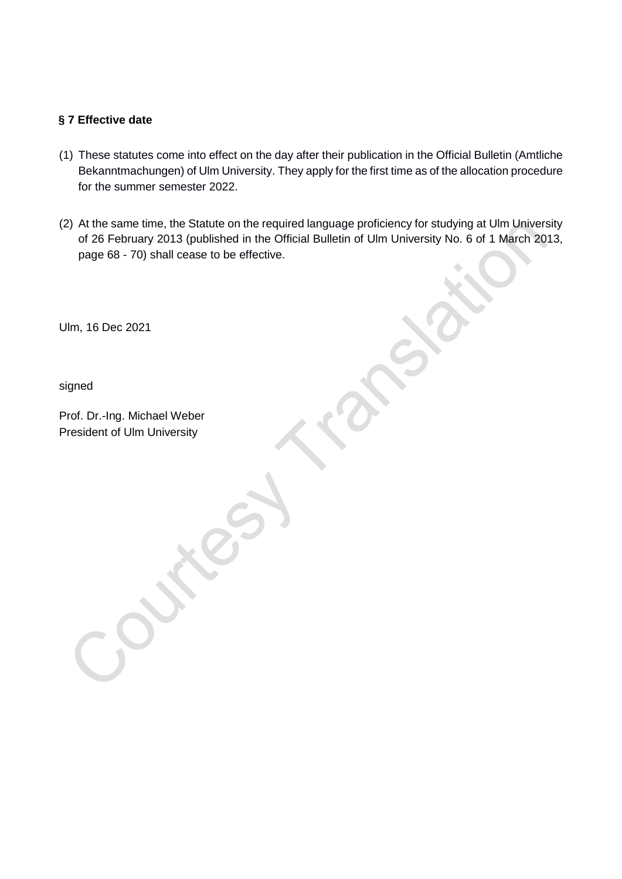**§ 7 Effective date**

(1) These statutes come into effect on the day after their publication in the Official Bulletin (Amtliche Bekanntmachungen) of Ulm University. They apply for the first time as of the allocation procedure for the summer semester 2022.

(2) At the same time, the Statute on the required language proficiency for studying at Ulm University of 26 February 2013 (published in the Official Bulletin of Ulm University No. 6 of 1 March 2013, page 68 - 70) shall cease to be effective.

Ulm, 16 Dec 2021

signed

Prof. Dr.-Ing. Michael Weber
President of Ulm University